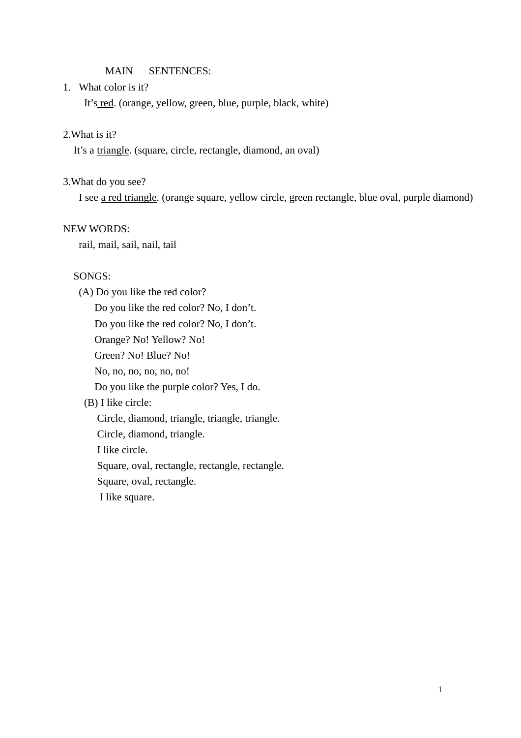MAIN SENTENCES:

1. What color is it?

   It's <u>red</u>. (orange, yellow, green, blue, purple, black, white)

2.What is it?

It's a <u>triangle</u>. (square, circle, rectangle, diamond, an oval)

3.What do you see?

I see <u>a red triangle</u>. (orange square, yellow circle, green rectangle, blue oval, purple diamond)

NEW WORDS:

rail, mail, sail, nail, tail

SONGS:

(A) Do you like the red color?

Do you like the red color? No, I don't.  
Do you like the red color? No, I don't.  
Orange? No! Yellow? No!  
Green? No! Blue? No!  
No, no, no, no, no, no!  
Do you like the purple color? Yes, I do.

(B) I like circle:

Circle, diamond, triangle, triangle, triangle.  
Circle, diamond, triangle.  
I like circle.  
Square, oval, rectangle, rectangle, rectangle.  
Square, oval, rectangle.  
I like square.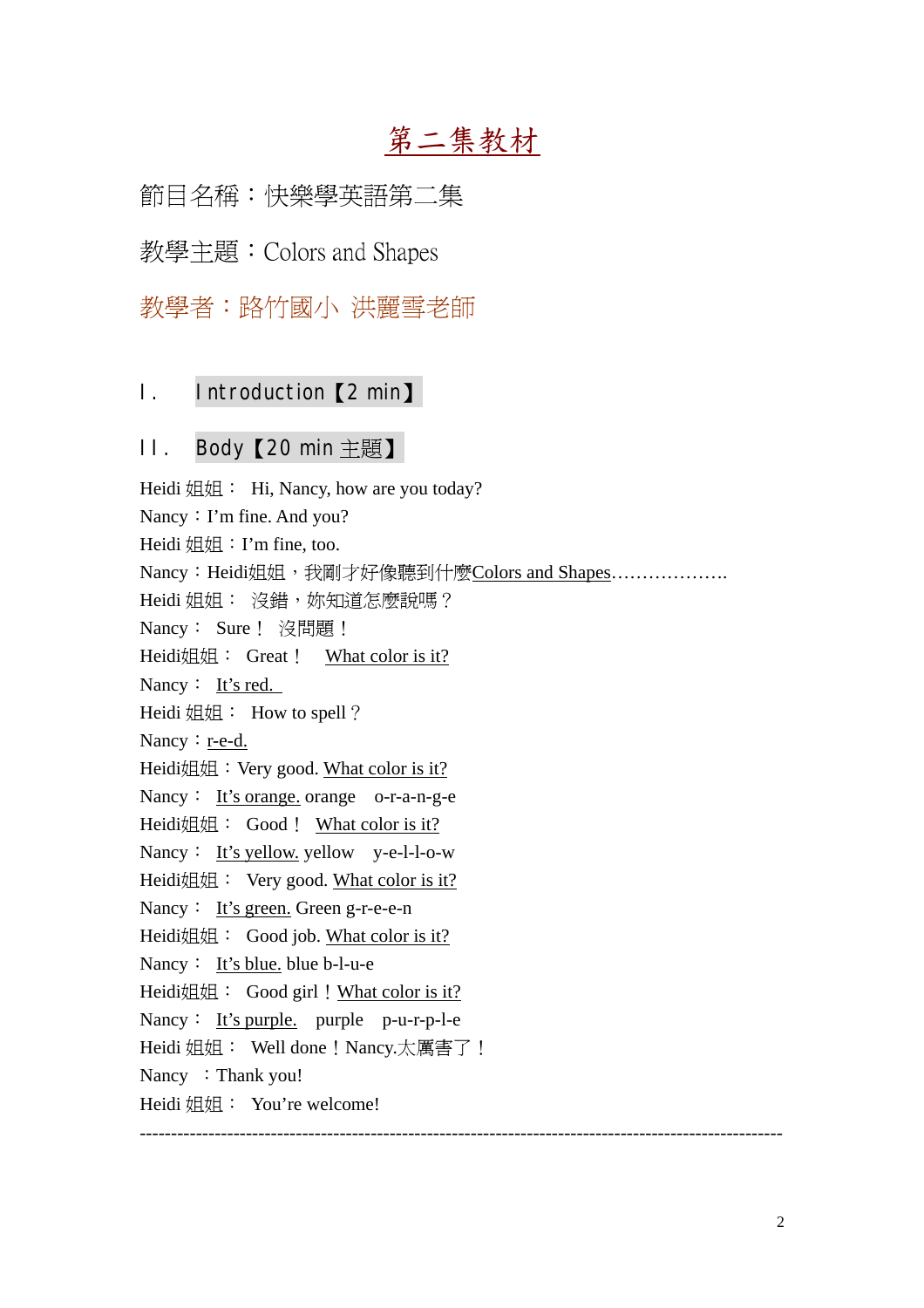# 第二集教材

節目名稱：快樂學英語第二集

教學主題：Colors and Shapes

教學者：路竹國小 洪麗雪老師

## I. Introduction【2 min】

## II. Body【20 min 主題】

Heidi 姐姐： Hi, Nancy, how are you today?

Nancy：I'm fine. And you?

Heidi 姐姐：I'm fine, too.

Nancy：Heidi姐姐，我剛才好像聽到什麼Colors and Shapes……………….

Heidi 姐姐： 沒錯，妳知道怎麼說嗎？

Nancy： Sure！ 沒問題！

Heidi姐姐： Great！ What color is it?

Nancy： It's red.

Heidi 姐姐： How to spell？

Nancy：r-e-d.

Heidi姐姐：Very good. What color is it?

Nancy： It's orange. orange o-r-a-n-g-e

Heidi姐姐： Good！ What color is it?

Nancy： It's yellow. yellow y-e-l-l-o-w

Heidi姐姐： Very good. What color is it?

Nancy： It's green. Green g-r-e-e-n

Heidi姐姐： Good job. What color is it?

Nancy： It's blue. blue b-l-u-e

Heidi姐姐： Good girl！What color is it?

Nancy： It's purple. purple p-u-r-p-l-e

Heidi 姐姐： Well done！Nancy.太厲害了！

Nancy ：Thank you!

Heidi 姐姐： You're welcome!

---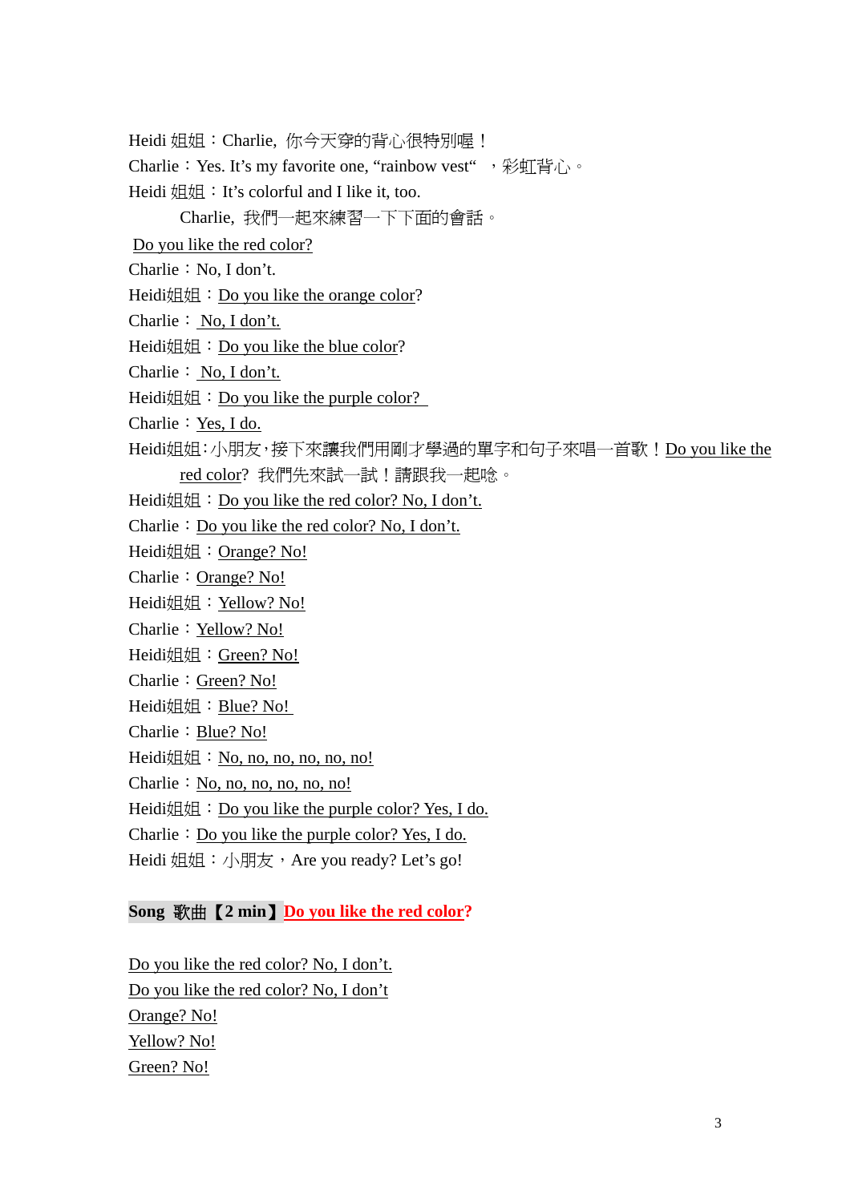Heidi 姐姐：Charlie, 你今天穿的背心很特別喔！

Charlie：Yes. It's my favorite one, "rainbow vest" ，彩虹背心。

Heidi 姐姐：It's colorful and I like it, too.

Charlie, 我們一起來練習一下下面的會話。

Do you like the red color?

Charlie：No, I don't.

Heidi姐姐：Do you like the orange color?

Charlie：No, I don't.

Heidi姐姐：Do you like the blue color?

Charlie：No, I don't.

Heidi姐姐：Do you like the purple color?

Charlie：Yes, I do.

Heidi姐姐：小朋友，接下來讓我們用剛才學過的單字和句子來唱一首歌！Do you like the red color? 我們先來試一試！請跟我一起唸。

Heidi姐姐：Do you like the red color? No, I don't.

Charlie：Do you like the red color? No, I don't.

Heidi姐姐：Orange? No!

Charlie：Orange? No!

Heidi姐姐：Yellow? No!

Charlie：Yellow? No!

Heidi姐姐：Green? No!

Charlie：Green? No!

Heidi姐姐：Blue? No!

Charlie：Blue? No!

Heidi姐姐：No, no, no, no, no, no!

Charlie：No, no, no, no, no, no!

Heidi姐姐：Do you like the purple color? Yes, I do.

Charlie：Do you like the purple color? Yes, I do.

Heidi 姐姐：小朋友，Are you ready? Let's go!

**Song 歌曲【2 min】Do you like the red color?**

Do you like the red color? No, I don't.

Do you like the red color? No, I don't

Orange? No!

Yellow? No!

Green? No!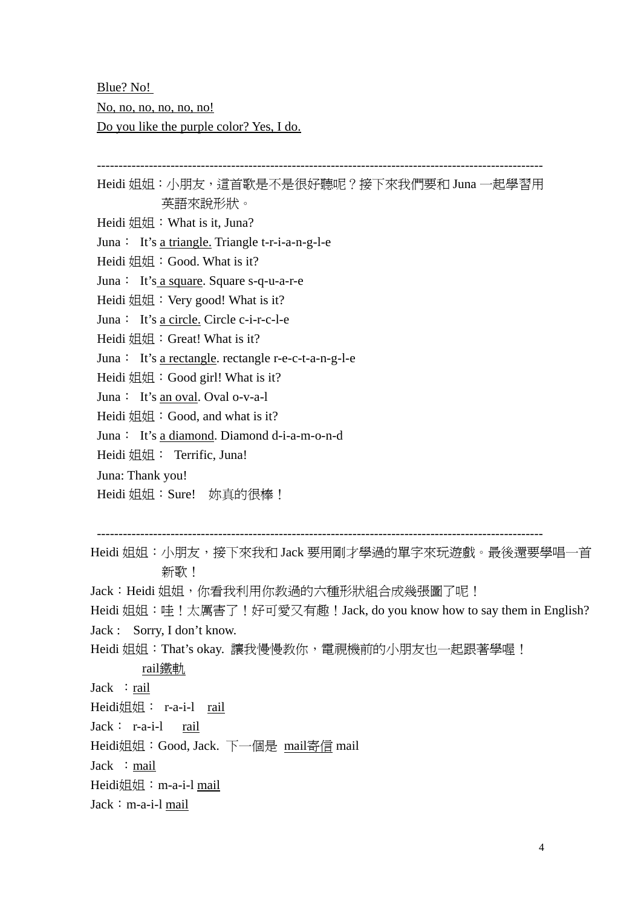<u>Blue? No!</u>

<u>No, no, no, no, no, no!</u>

<u>Do you like the purple color? Yes, I do.</u>

---

Heidi 姐姐：小朋友，這首歌是不是很好聽呢？接下來我們要和 Juna 一起學習用英語來說形狀。

Heidi 姐姐：What is it, Juna?

Juna： It's <u>a triangle.</u> Triangle t-r-i-a-n-g-l-e

Heidi 姐姐：Good. What is it?

Juna： It's <u>a square</u>. Square s-q-u-a-r-e

Heidi 姐姐：Very good! What is it?

Juna： It's <u>a circle.</u> Circle c-i-r-c-l-e

Heidi 姐姐：Great! What is it?

Juna： It's <u>a rectangle</u>. rectangle r-e-c-t-a-n-g-l-e

Heidi 姐姐：Good girl! What is it?

Juna： It's <u>an oval</u>. Oval o-v-a-l

Heidi 姐姐：Good, and what is it?

Juna： It's <u>a diamond</u>. Diamond d-i-a-m-o-n-d

Heidi 姐姐： Terrific, Juna!

Juna: Thank you!

Heidi 姐姐：Sure! 妳真的很棒！

---

Heidi 姐姐：小朋友，接下來我和 Jack 要用剛才學過的單字來玩遊戲。最後還要學唱一首新歌！

Jack：Heidi 姐姐，你看我利用你教過的六種形狀組合成幾張圖了呢！

Heidi 姐姐：哇！太厲害了！好可愛又有趣！Jack, do you know how to say them in English?

Jack： Sorry, I don't know.

Heidi 姐姐：That's okay. 讓我慢慢教你，電視機前的小朋友也一起跟著學喔！

<u>rail鐵軌</u>

Jack ：<u>rail</u>

Heidi姐姐： r-a-i-l <u>rail</u>

Jack： r-a-i-l <u>rail</u>

Heidi姐姐：Good, Jack. 下一個是 <u>mail寄信</u> mail

Jack ：<u>mail</u>

Heidi姐姐：m-a-i-l <u>mail</u>

Jack：m-a-i-l <u>mail</u>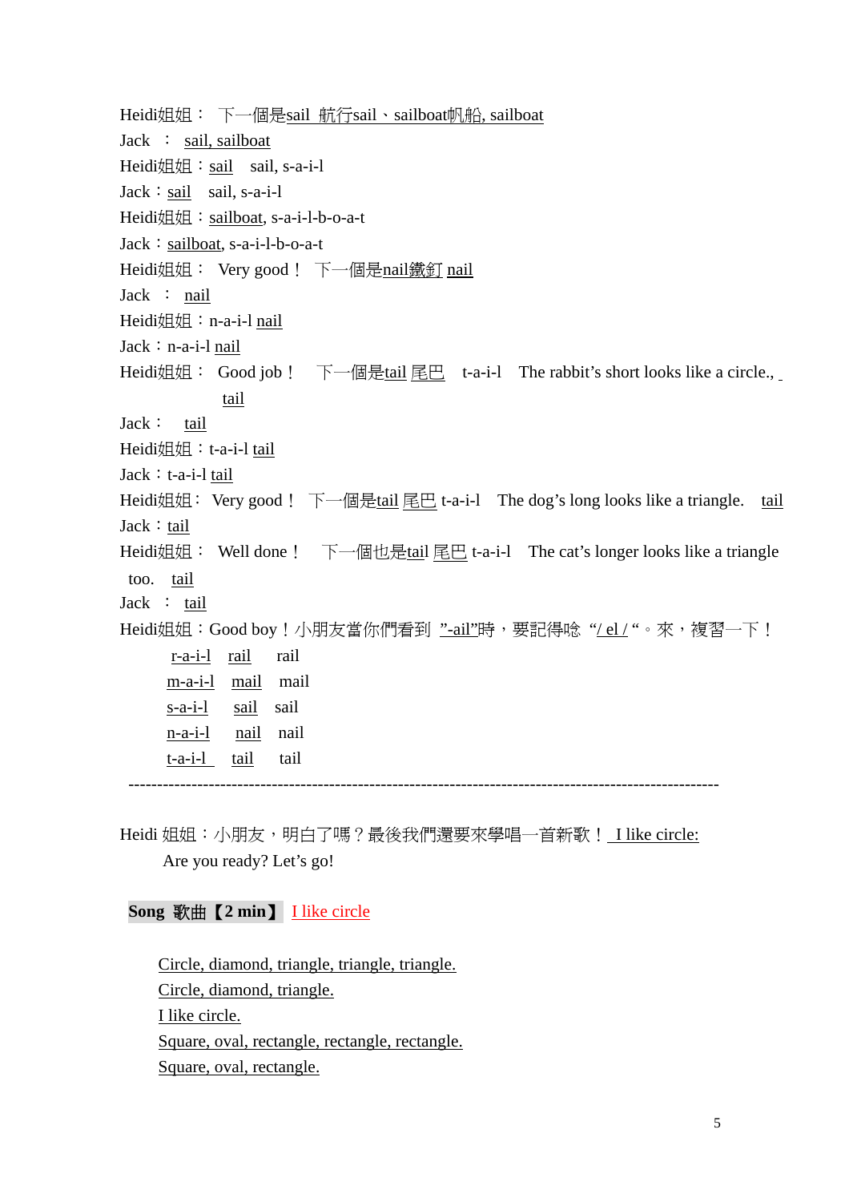Heidi姐姐： 下一個是sail 航行sail、sailboat帆船, sailboat

Jack ： sail, sailboat

Heidi姐姐：sail  sail, s-a-i-l

Jack：sail  sail, s-a-i-l

Heidi姐姐：sailboat, s-a-i-l-b-o-a-t

Jack：sailboat, s-a-i-l-b-o-a-t

Heidi姐姐： Very good！ 下一個是nail鐵釘 nail

Jack ： nail

Heidi姐姐：n-a-i-l nail

Jack：n-a-i-l nail

Heidi姐姐： Good job！ 下一個是tail 尾巴  t-a-i-l  The rabbit's short looks like a circle., tail

Jack： tail

Heidi姐姐：t-a-i-l tail

Jack：t-a-i-l tail

Heidi姐姐： Very good！ 下一個是tail 尾巴 t-a-i-l  The dog's long looks like a triangle.  tail

Jack：tail

Heidi姐姐： Well done！ 下一個也是tail 尾巴 t-a-i-l  The cat's longer looks like a triangle too.  tail

Jack ： tail

Heidi姐姐：Good boy！小朋友當你們看到 "-ail"時，要記得唸 "/ el / "。來，複習一下！

r-a-i-l  rail  rail

m-a-i-l  mail  mail

s-a-i-l  sail  sail

n-a-i-l  nail  nail

t-a-i-l  tail  tail

---

Heidi 姐姐：小朋友，明白了嗎？最後我們還要來學唱一首新歌！ I like circle:

Are you ready? Let's go!

**Song 歌曲【2 min】** I like circle

Circle, diamond, triangle, triangle, triangle.

Circle, diamond, triangle.

I like circle.

Square, oval, rectangle, rectangle, rectangle.

Square, oval, rectangle.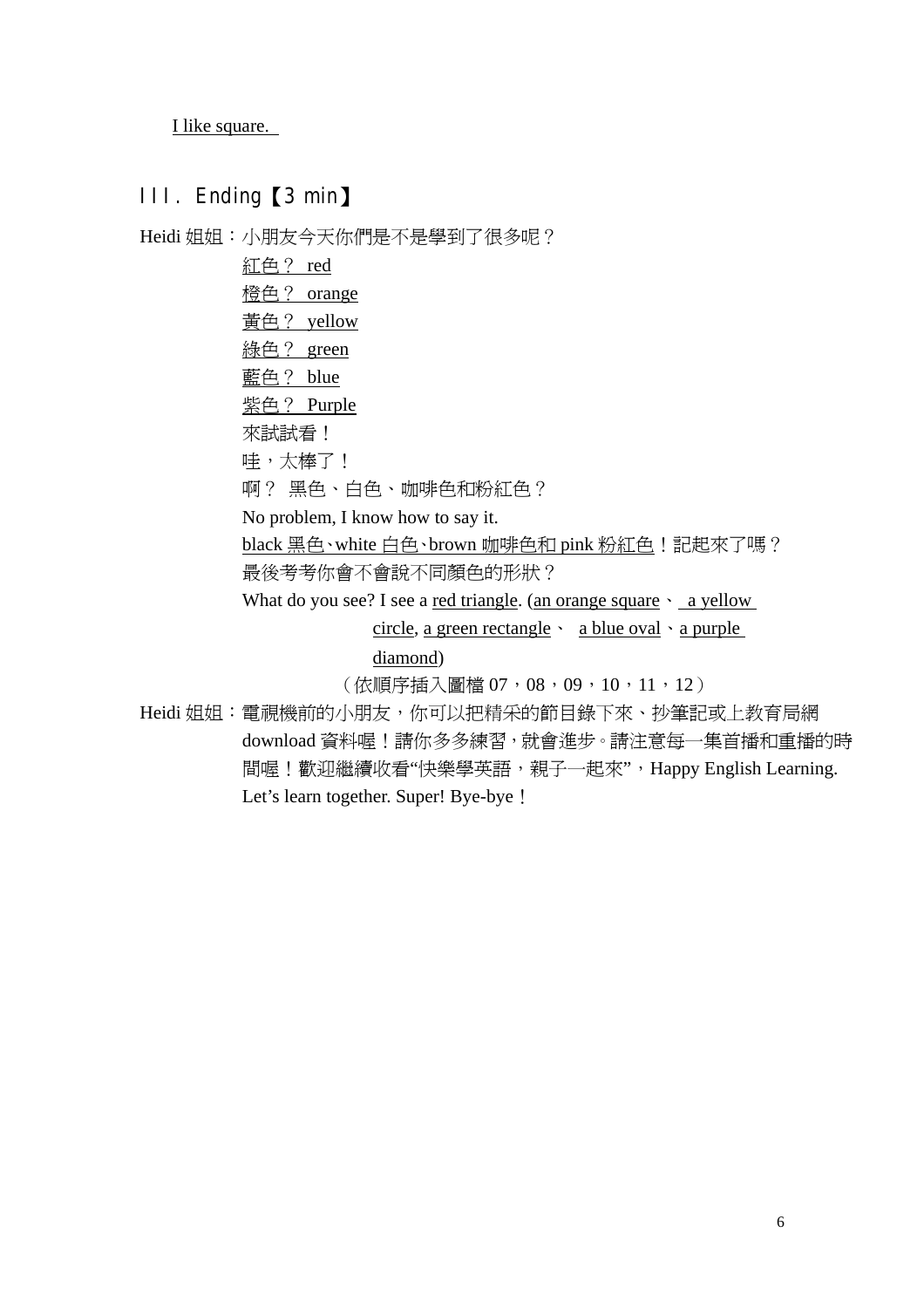I like square.

## III. Ending【3 min】

Heidi 姐姐：小朋友今天你們是不是學到了很多呢？

紅色？ red

橙色？ orange

黃色？ yellow

綠色？ green

藍色？ blue

紫色？ Purple

來試試看！

哇，太棒了！

啊？ 黑色、白色、咖啡色和粉紅色？

No problem, I know how to say it.

black 黑色、white 白色、brown 咖啡色和 pink 粉紅色！記起來了嗎？

最後考考你會不會說不同顏色的形狀？

What do you see? I see a red triangle. (an orange square、 a yellow circle, a green rectangle、 a blue oval、a purple diamond)

（依順序插入圖檔 07，08，09，10，11，12）

Heidi 姐姐：電視機前的小朋友，你可以把精采的節目錄下來、抄筆記或上教育局網download 資料喔！請你多多練習，就會進步。請注意每一集首播和重播的時間喔！歡迎繼續收看“快樂學英語，親子一起來”，Happy English Learning. Let’s learn together. Super! Bye-bye！